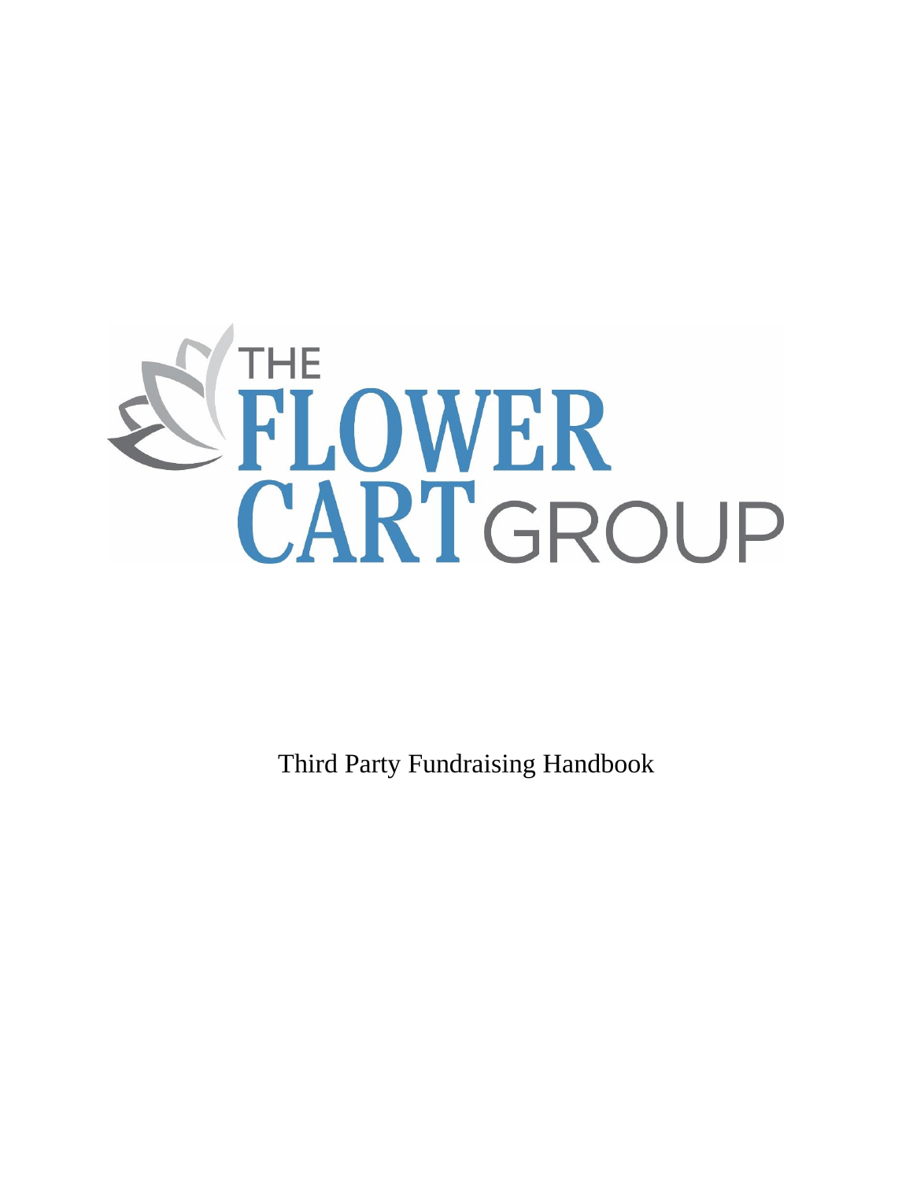# THE FLOWER CART GROUP

Third Party Fundraising Handbook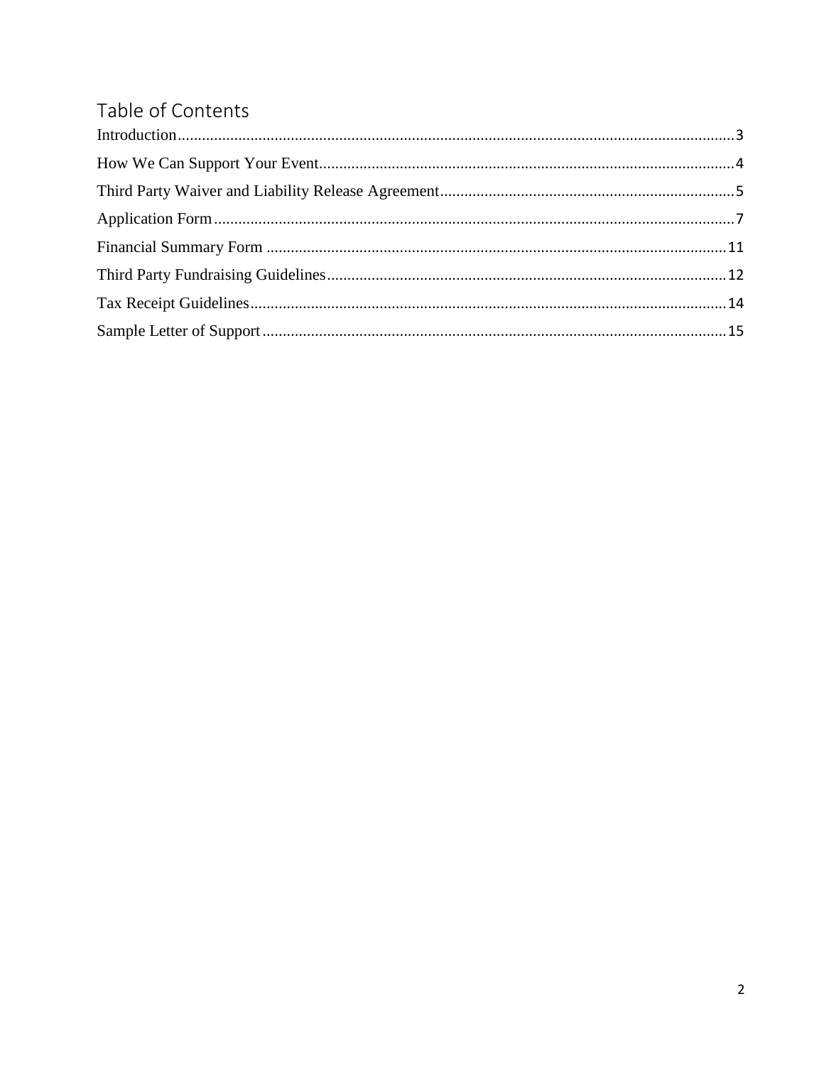# Table of Contents

| Section | Page |
| --- | --- |
| Introduction | 3 |
| How We Can Support Your Event | 4 |
| Third Party Waiver and Liability Release Agreement | 5 |
| Application Form | 7 |
| Financial Summary Form | 11 |
| Third Party Fundraising Guidelines | 12 |
| Tax Receipt Guidelines | 14 |
| Sample Letter of Support | 15 |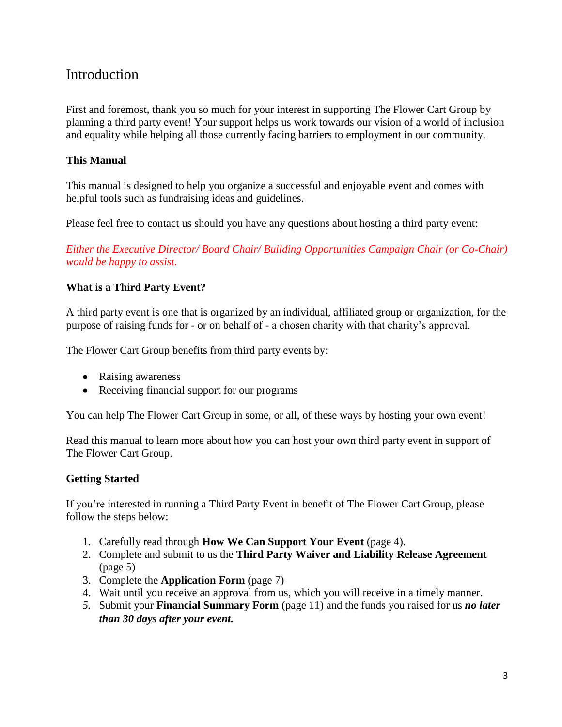# Introduction

First and foremost, thank you so much for your interest in supporting The Flower Cart Group by planning a third party event! Your support helps us work towards our vision of a world of inclusion and equality while helping all those currently facing barriers to employment in our community.

## This Manual

This manual is designed to help you organize a successful and enjoyable event and comes with helpful tools such as fundraising ideas and guidelines.

Please feel free to contact us should you have any questions about hosting a third party event:

*Either the Executive Director/ Board Chair/ Building Opportunities Campaign Chair (or Co-Chair) would be happy to assist.*

## What is a Third Party Event?

A third party event is one that is organized by an individual, affiliated group or organization, for the purpose of raising funds for - or on behalf of - a chosen charity with that charity's approval.

The Flower Cart Group benefits from third party events by:

- Raising awareness
- Receiving financial support for our programs

You can help The Flower Cart Group in some, or all, of these ways by hosting your own event!

Read this manual to learn more about how you can host your own third party event in support of The Flower Cart Group.

## Getting Started

If you're interested in running a Third Party Event in benefit of The Flower Cart Group, please follow the steps below:

1. Carefully read through **How We Can Support Your Event** (page 4).
2. Complete and submit to us the **Third Party Waiver and Liability Release Agreement** (page 5)
3. Complete the **Application Form** (page 7)
4. Wait until you receive an approval from us, which you will receive in a timely manner.
5. Submit your **Financial Summary Form** (page 11) and the funds you raised for us ***no later than 30 days after your event.***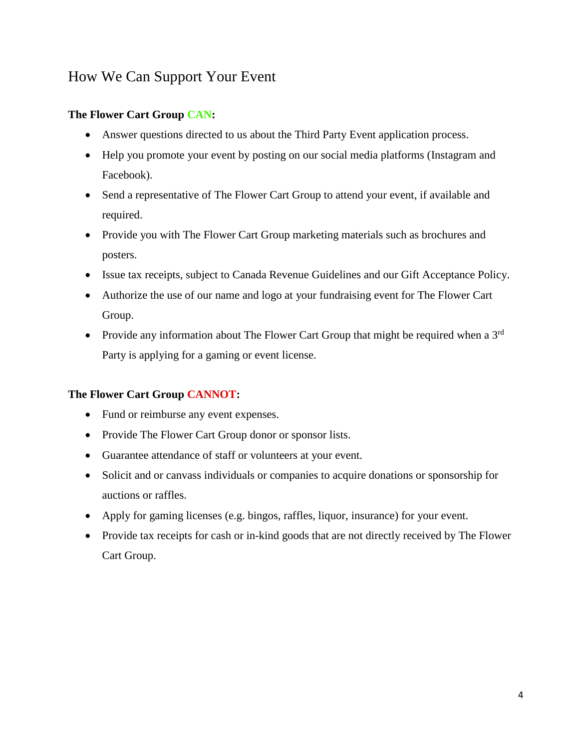## How We Can Support Your Event

**The Flower Cart Group CAN:**

- Answer questions directed to us about the Third Party Event application process.
- Help you promote your event by posting on our social media platforms (Instagram and Facebook).
- Send a representative of The Flower Cart Group to attend your event, if available and required.
- Provide you with The Flower Cart Group marketing materials such as brochures and posters.
- Issue tax receipts, subject to Canada Revenue Guidelines and our Gift Acceptance Policy.
- Authorize the use of our name and logo at your fundraising event for The Flower Cart Group.
- Provide any information about The Flower Cart Group that might be required when a 3rd Party is applying for a gaming or event license.

**The Flower Cart Group CANNOT:**

- Fund or reimburse any event expenses.
- Provide The Flower Cart Group donor or sponsor lists.
- Guarantee attendance of staff or volunteers at your event.
- Solicit and or canvass individuals or companies to acquire donations or sponsorship for auctions or raffles.
- Apply for gaming licenses (e.g. bingos, raffles, liquor, insurance) for your event.
- Provide tax receipts for cash or in-kind goods that are not directly received by The Flower Cart Group.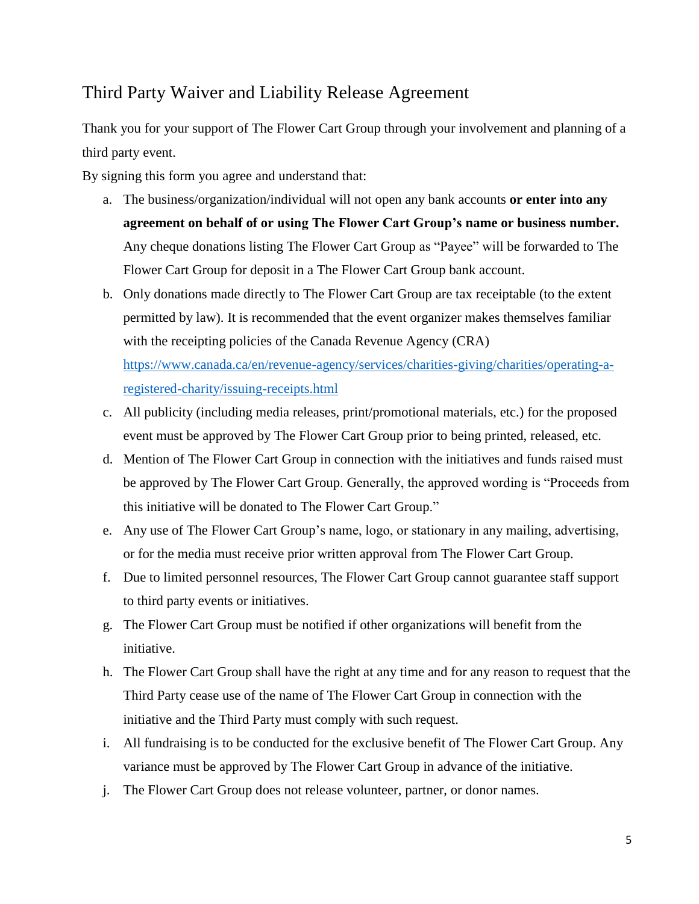## Third Party Waiver and Liability Release Agreement

Thank you for your support of The Flower Cart Group through your involvement and planning of a third party event.

By signing this form you agree and understand that:

a. The business/organization/individual will not open any bank accounts **or enter into any agreement on behalf of or using The Flower Cart Group's name or business number.** Any cheque donations listing The Flower Cart Group as "Payee" will be forwarded to The Flower Cart Group for deposit in a The Flower Cart Group bank account.

b. Only donations made directly to The Flower Cart Group are tax receiptable (to the extent permitted by law). It is recommended that the event organizer makes themselves familiar with the receipting policies of the Canada Revenue Agency (CRA) [https://www.canada.ca/en/revenue-agency/services/charities-giving/charities/operating-a-registered-charity/issuing-receipts.html](https://www.canada.ca/en/revenue-agency/services/charities-giving/charities/operating-a-registered-charity/issuing-receipts.html)

c. All publicity (including media releases, print/promotional materials, etc.) for the proposed event must be approved by The Flower Cart Group prior to being printed, released, etc.

d. Mention of The Flower Cart Group in connection with the initiatives and funds raised must be approved by The Flower Cart Group. Generally, the approved wording is "Proceeds from this initiative will be donated to The Flower Cart Group."

e. Any use of The Flower Cart Group's name, logo, or stationary in any mailing, advertising, or for the media must receive prior written approval from The Flower Cart Group.

f. Due to limited personnel resources, The Flower Cart Group cannot guarantee staff support to third party events or initiatives.

g. The Flower Cart Group must be notified if other organizations will benefit from the initiative.

h. The Flower Cart Group shall have the right at any time and for any reason to request that the Third Party cease use of the name of The Flower Cart Group in connection with the initiative and the Third Party must comply with such request.

i. All fundraising is to be conducted for the exclusive benefit of The Flower Cart Group. Any variance must be approved by The Flower Cart Group in advance of the initiative.

j. The Flower Cart Group does not release volunteer, partner, or donor names.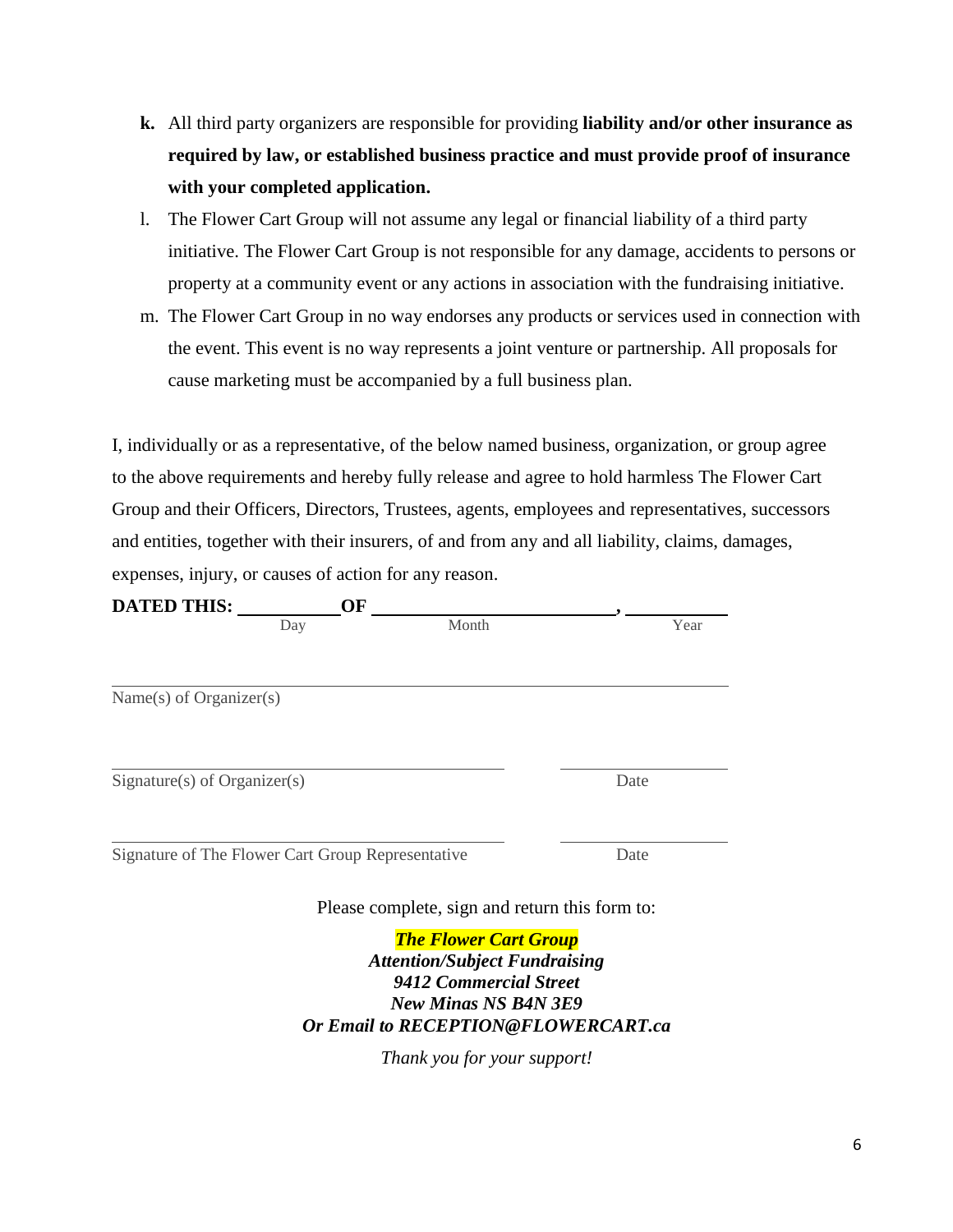- **k.** All third party organizers are responsible for providing **liability and/or other insurance as required by law, or established business practice and must provide proof of insurance with your completed application.**
- l. The Flower Cart Group will not assume any legal or financial liability of a third party initiative. The Flower Cart Group is not responsible for any damage, accidents to persons or property at a community event or any actions in association with the fundraising initiative.
- m. The Flower Cart Group in no way endorses any products or services used in connection with the event. This event is no way represents a joint venture or partnership. All proposals for cause marketing must be accompanied by a full business plan.

I, individually or as a representative, of the below named business, organization, or group agree to the above requirements and hereby fully release and agree to hold harmless The Flower Cart Group and their Officers, Directors, Trustees, agents, employees and representatives, successors and entities, together with their insurers, of and from any and all liability, claims, damages, expenses, injury, or causes of action for any reason.

**DATED THIS:** __________ **OF** ________________________, __________
Day Month Year

______________________________________________________________

Name(s) of Organizer(s)

______________________________________ ________________

Signature(s) of Organizer(s) Date

______________________________________ ________________

Signature of The Flower Cart Group Representative Date

Please complete, sign and return this form to:

***The Flower Cart Group***
***Attention/Subject Fundraising***
***9412 Commercial Street***
***New Minas NS B4N 3E9***
***Or Email to RECEPTION@FLOWERCART.ca***

*Thank you for your support!*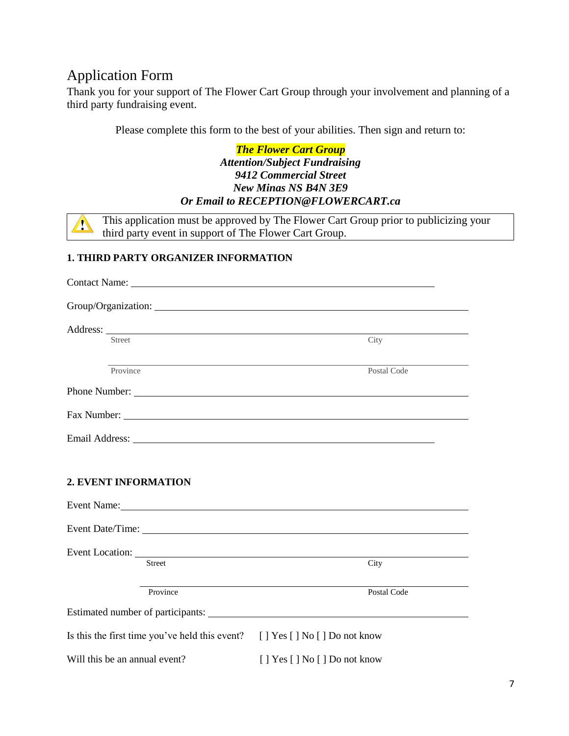## Application Form

Thank you for your support of The Flower Cart Group through your involvement and planning of a third party fundraising event.

Please complete this form to the best of your abilities. Then sign and return to:

***The Flower Cart Group***
***Attention/Subject Fundraising***
***9412 Commercial Street***
***New Minas NS B4N 3E9***
***Or Email to RECEPTION@FLOWERCART.ca***

⚠ This application must be approved by The Flower Cart Group prior to publicizing your third party event in support of The Flower Cart Group.

**1. THIRD PARTY ORGANIZER INFORMATION**

Contact Name: ______________________________

Group/Organization: ______________________________

Address: ______________________________
Street                                        City

______________________________
Province                                        Postal Code

Phone Number: ______________________________

Fax Number: ______________________________

Email Address: ______________________________

**2. EVENT INFORMATION**

Event Name: ______________________________

Event Date/Time: ______________________________

Event Location: ______________________________
Street                                        City

______________________________
Province                                        Postal Code

Estimated number of participants: ______________________________

Is this the first time you've held this event? [ ] Yes [ ] No [ ] Do not know

Will this be an annual event? [ ] Yes [ ] No [ ] Do not know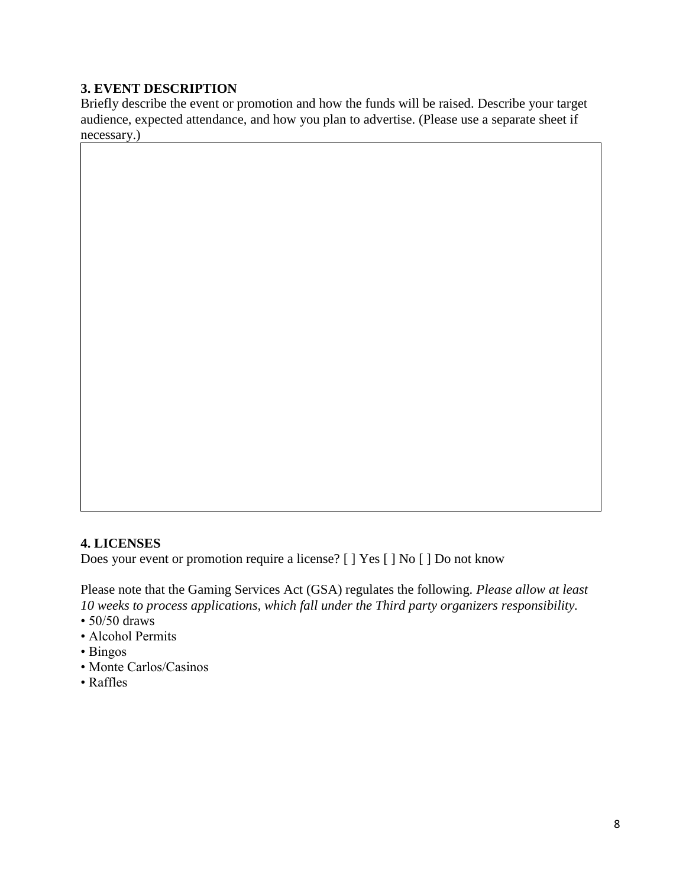**3. EVENT DESCRIPTION**

Briefly describe the event or promotion and how the funds will be raised. Describe your target audience, expected attendance, and how you plan to advertise. (Please use a separate sheet if necessary.)

**4. LICENSES**

Does your event or promotion require a license? [ ] Yes [ ] No [ ] Do not know

Please note that the Gaming Services Act (GSA) regulates the following. *Please allow at least 10 weeks to process applications, which fall under the Third party organizers responsibility.*

- 50/50 draws
- Alcohol Permits
- Bingos
- Monte Carlos/Casinos
- Raffles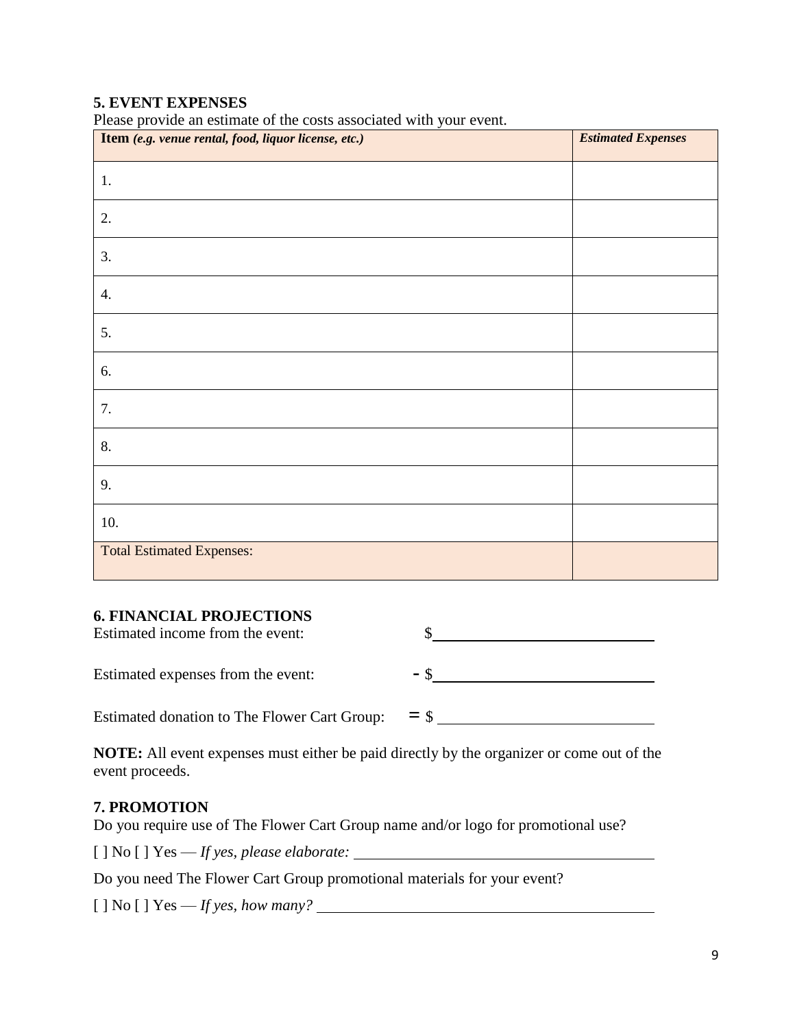## 5. EVENT EXPENSES

Please provide an estimate of the costs associated with your event.

| **Item** ***(e.g. venue rental, food, liquor license, etc.)*** | ***Estimated Expenses*** |
|---|---|
| 1. | |
| 2. | |
| 3. | |
| 4. | |
| 5. | |
| 6. | |
| 7. | |
| 8. | |
| 9. | |
| 10. | |
| Total Estimated Expenses: | |

## 6. FINANCIAL PROJECTIONS

Estimated income from the event: $\_\_\_\_\_\_\_\_\_\_\_\_\_\_\_\_\_\_\_\_\_\_\_\_\_\_\_\_

Estimated expenses from the event: - $\_\_\_\_\_\_\_\_\_\_\_\_\_\_\_\_\_\_\_\_\_\_\_\_\_\_\_\_

Estimated donation to The Flower Cart Group: = $ \_\_\_\_\_\_\_\_\_\_\_\_\_\_\_\_\_\_\_\_\_\_\_\_\_\_\_\_

**NOTE:** All event expenses must either be paid directly by the organizer or come out of the event proceeds.

## 7. PROMOTION

Do you require use of The Flower Cart Group name and/or logo for promotional use?

[ ] No [ ] Yes — *If yes, please elaborate:* \_\_\_\_\_\_\_\_\_\_\_\_\_\_\_\_\_\_\_\_\_\_\_\_\_\_\_\_\_\_\_\_\_\_\_\_\_\_\_\_

Do you need The Flower Cart Group promotional materials for your event?

[ ] No [ ] Yes — *If yes, how many?* \_\_\_\_\_\_\_\_\_\_\_\_\_\_\_\_\_\_\_\_\_\_\_\_\_\_\_\_\_\_\_\_\_\_\_\_\_\_\_\_\_\_\_\_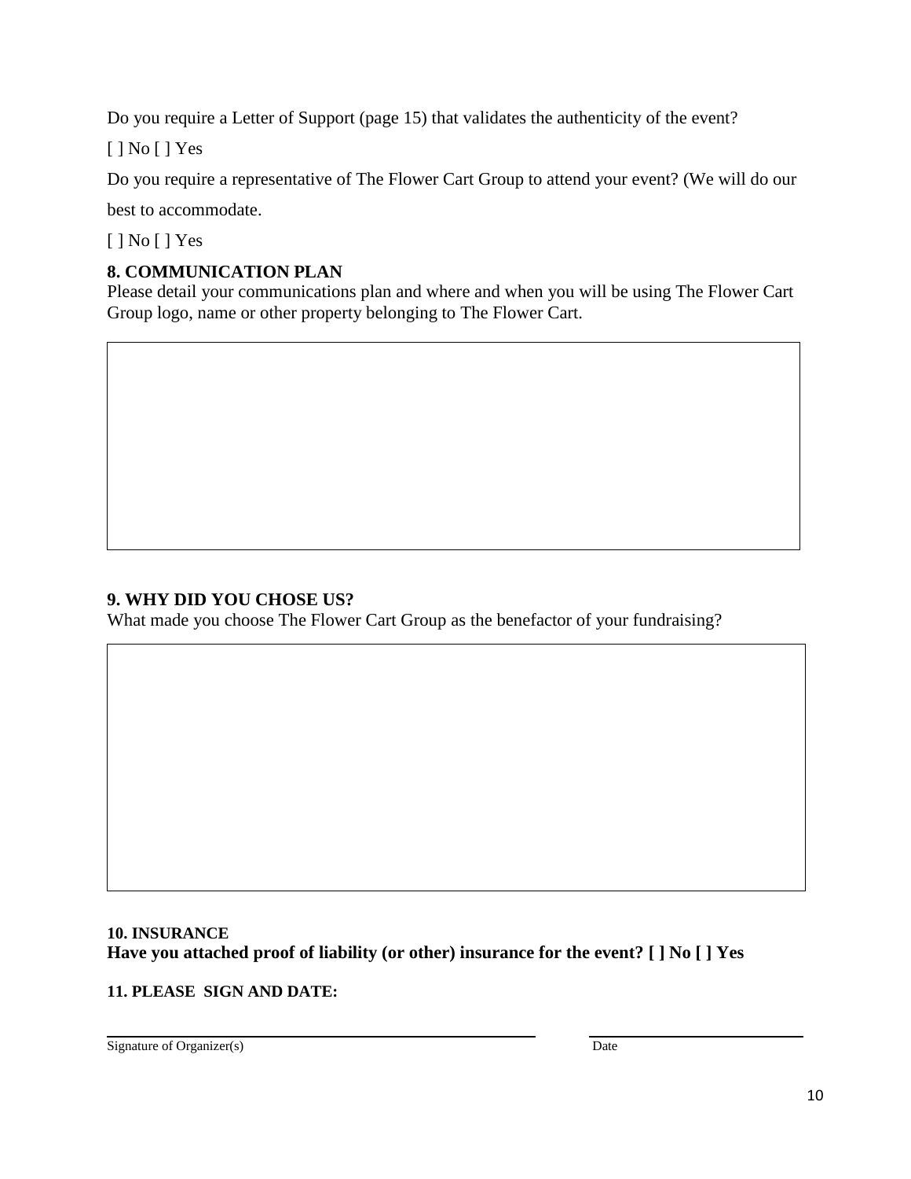Do you require a Letter of Support (page 15) that validates the authenticity of the event?

[ ] No [ ] Yes

Do you require a representative of The Flower Cart Group to attend your event? (We will do our best to accommodate.

[ ] No [ ] Yes

### 8. COMMUNICATION PLAN

Please detail your communications plan and where and when you will be using The Flower Cart Group logo, name or other property belonging to The Flower Cart.

### 9. WHY DID YOU CHOSE US?

What made you choose The Flower Cart Group as the benefactor of your fundraising?

### 10. INSURANCE

**Have you attached proof of liability (or other) insurance for the event? [ ] No [ ] Yes**

### 11. PLEASE SIGN AND DATE:

_______________________________ Signature of Organizer(s)

_______________________________ Date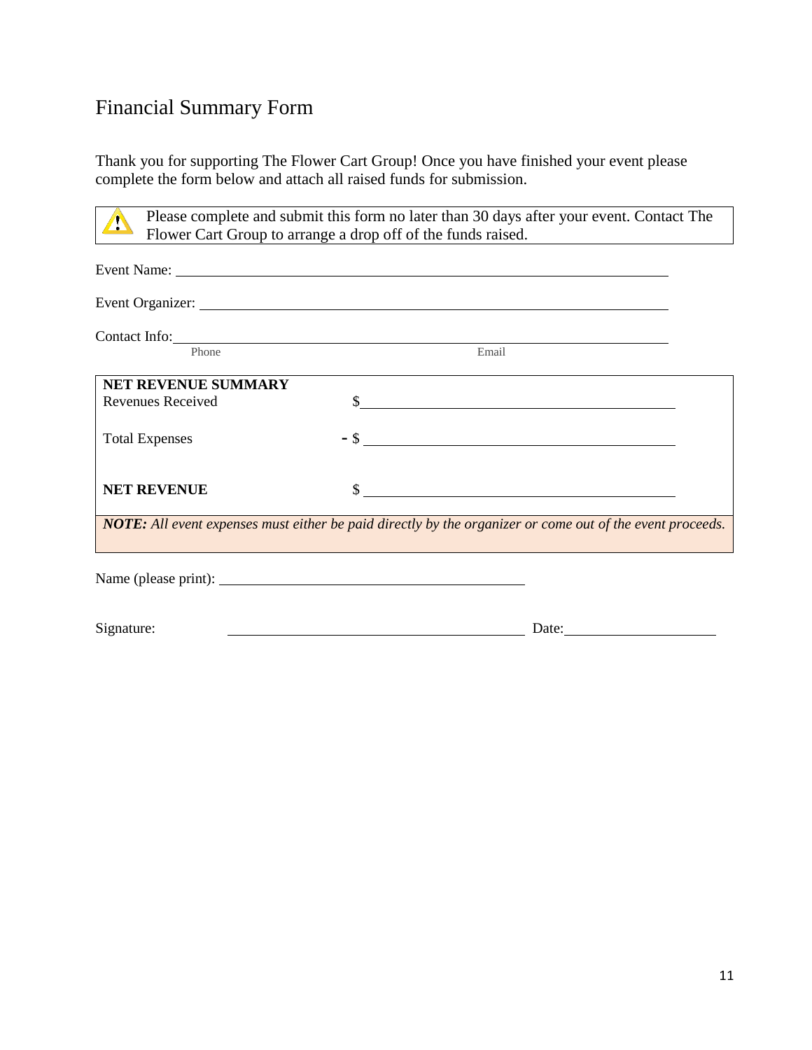# Financial Summary Form

Thank you for supporting The Flower Cart Group! Once you have finished your event please complete the form below and attach all raised funds for submission.

> ⚠ Please complete and submit this form no later than 30 days after your event. Contact The Flower Cart Group to arrange a drop off of the funds raised.

Event Name: ______________________________________________

Event Organizer: ______________________________________________

Contact Info: ______________________________________________
Phone                                        Email

| **NET REVENUE SUMMARY** | |
|---|---|
| Revenues Received | $ ______________________ |
| Total Expenses | - $ ______________________ |
| **NET REVENUE** | $ ______________________ |

***NOTE:*** *All event expenses must either be paid directly by the organizer or come out of the event proceeds.*

Name (please print): ______________________________

Signature: ______________________________ Date: ______________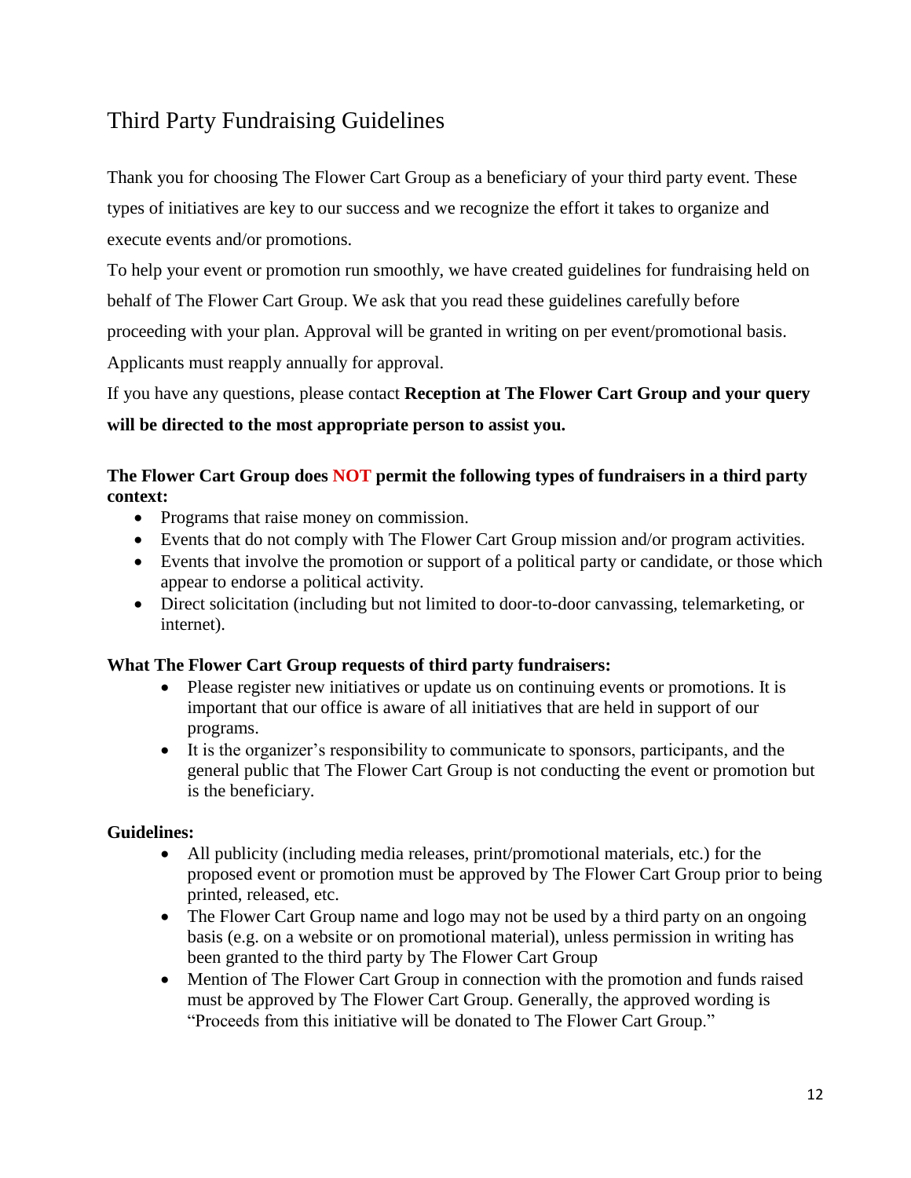# Third Party Fundraising Guidelines

Thank you for choosing The Flower Cart Group as a beneficiary of your third party event. These types of initiatives are key to our success and we recognize the effort it takes to organize and execute events and/or promotions.

To help your event or promotion run smoothly, we have created guidelines for fundraising held on behalf of The Flower Cart Group. We ask that you read these guidelines carefully before proceeding with your plan. Approval will be granted in writing on per event/promotional basis. Applicants must reapply annually for approval.

If you have any questions, please contact **Reception at The Flower Cart Group and your query will be directed to the most appropriate person to assist you.**

**The Flower Cart Group does NOT permit the following types of fundraisers in a third party context:**

- Programs that raise money on commission.
- Events that do not comply with The Flower Cart Group mission and/or program activities.
- Events that involve the promotion or support of a political party or candidate, or those which appear to endorse a political activity.
- Direct solicitation (including but not limited to door-to-door canvassing, telemarketing, or internet).

**What The Flower Cart Group requests of third party fundraisers:**

- Please register new initiatives or update us on continuing events or promotions. It is important that our office is aware of all initiatives that are held in support of our programs.
- It is the organizer's responsibility to communicate to sponsors, participants, and the general public that The Flower Cart Group is not conducting the event or promotion but is the beneficiary.

**Guidelines:**

- All publicity (including media releases, print/promotional materials, etc.) for the proposed event or promotion must be approved by The Flower Cart Group prior to being printed, released, etc.
- The Flower Cart Group name and logo may not be used by a third party on an ongoing basis (e.g. on a website or on promotional material), unless permission in writing has been granted to the third party by The Flower Cart Group
- Mention of The Flower Cart Group in connection with the promotion and funds raised must be approved by The Flower Cart Group. Generally, the approved wording is "Proceeds from this initiative will be donated to The Flower Cart Group."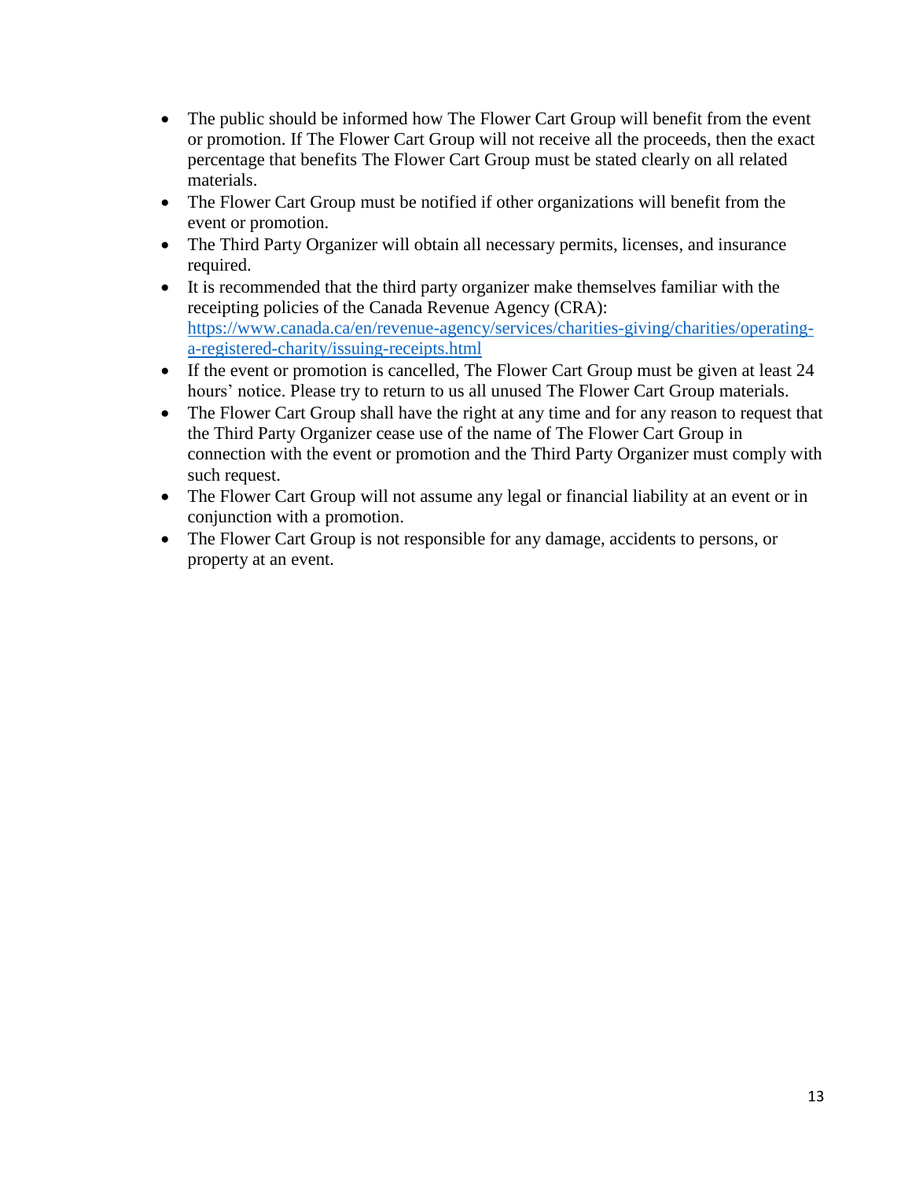- The public should be informed how The Flower Cart Group will benefit from the event or promotion. If The Flower Cart Group will not receive all the proceeds, then the exact percentage that benefits The Flower Cart Group must be stated clearly on all related materials.
- The Flower Cart Group must be notified if other organizations will benefit from the event or promotion.
- The Third Party Organizer will obtain all necessary permits, licenses, and insurance required.
- It is recommended that the third party organizer make themselves familiar with the receipting policies of the Canada Revenue Agency (CRA): [https://www.canada.ca/en/revenue-agency/services/charities-giving/charities/operating-a-registered-charity/issuing-receipts.html](https://www.canada.ca/en/revenue-agency/services/charities-giving/charities/operating-a-registered-charity/issuing-receipts.html)
- If the event or promotion is cancelled, The Flower Cart Group must be given at least 24 hours' notice. Please try to return to us all unused The Flower Cart Group materials.
- The Flower Cart Group shall have the right at any time and for any reason to request that the Third Party Organizer cease use of the name of The Flower Cart Group in connection with the event or promotion and the Third Party Organizer must comply with such request.
- The Flower Cart Group will not assume any legal or financial liability at an event or in conjunction with a promotion.
- The Flower Cart Group is not responsible for any damage, accidents to persons, or property at an event.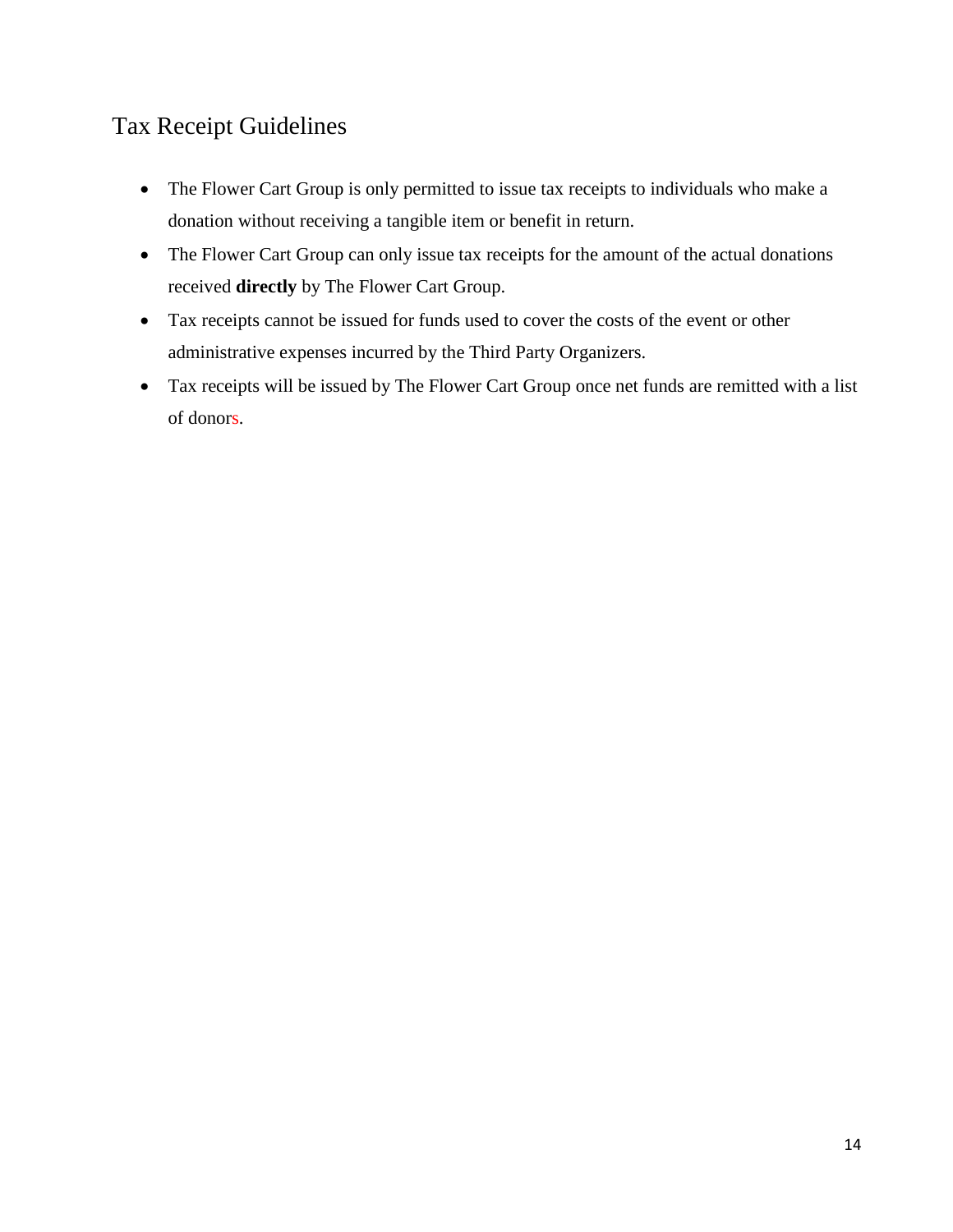## Tax Receipt Guidelines

- The Flower Cart Group is only permitted to issue tax receipts to individuals who make a donation without receiving a tangible item or benefit in return.
- The Flower Cart Group can only issue tax receipts for the amount of the actual donations received **directly** by The Flower Cart Group.
- Tax receipts cannot be issued for funds used to cover the costs of the event or other administrative expenses incurred by the Third Party Organizers.
- Tax receipts will be issued by The Flower Cart Group once net funds are remitted with a list of donors.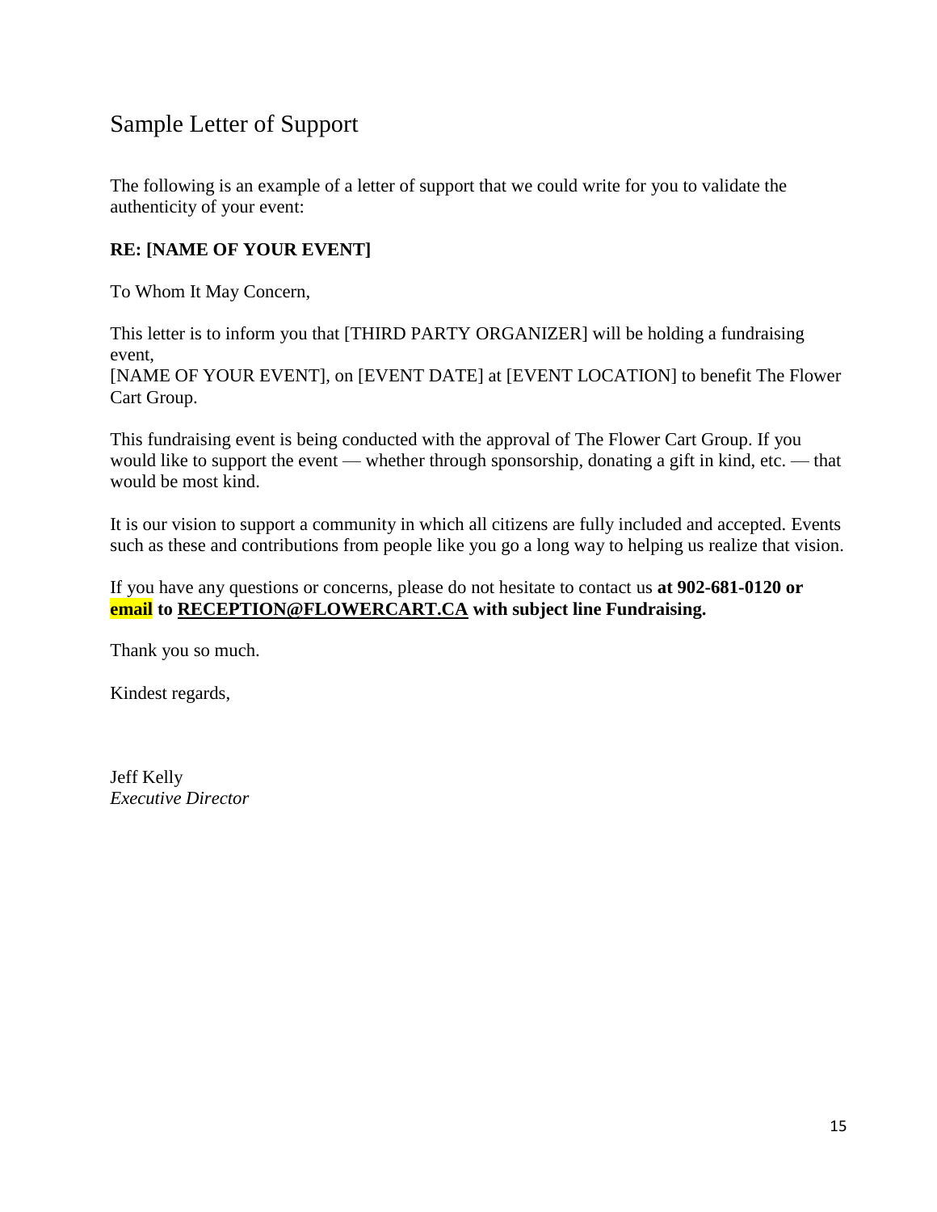## Sample Letter of Support

The following is an example of a letter of support that we could write for you to validate the authenticity of your event:

**RE: [NAME OF YOUR EVENT]**

To Whom It May Concern,

This letter is to inform you that [THIRD PARTY ORGANIZER] will be holding a fundraising event,
[NAME OF YOUR EVENT], on [EVENT DATE] at [EVENT LOCATION] to benefit The Flower Cart Group.

This fundraising event is being conducted with the approval of The Flower Cart Group. If you would like to support the event — whether through sponsorship, donating a gift in kind, etc. — that would be most kind.

It is our vision to support a community in which all citizens are fully included and accepted. Events such as these and contributions from people like you go a long way to helping us realize that vision.

If you have any questions or concerns, please do not hesitate to contact us **at 902-681-0120 or email to RECEPTION@FLOWERCART.CA with subject line Fundraising.**

Thank you so much.

Kindest regards,

Jeff Kelly
*Executive Director*